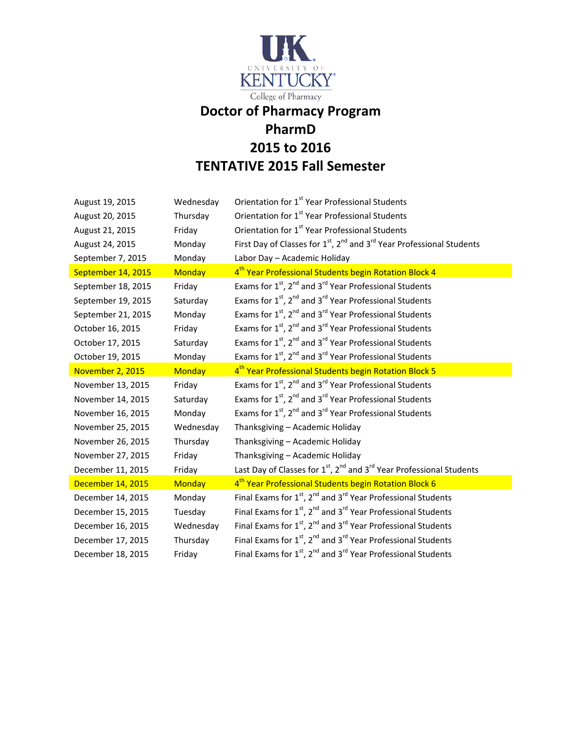University of Kentucky
College of Pharmacy

# Doctor of Pharmacy Program
# PharmD
# 2015 to 2016
# TENTATIVE 2015 Fall Semester

| Date | Day | Event |
|---|---|---|
| August 19, 2015 | Wednesday | Orientation for 1st Year Professional Students |
| August 20, 2015 | Thursday | Orientation for 1st Year Professional Students |
| August 21, 2015 | Friday | Orientation for 1st Year Professional Students |
| August 24, 2015 | Monday | First Day of Classes for 1st, 2nd and 3rd Year Professional Students |
| September 7, 2015 | Monday | Labor Day – Academic Holiday |
| September 14, 2015 | Monday | 4th Year Professional Students begin Rotation Block 4 |
| September 18, 2015 | Friday | Exams for 1st, 2nd and 3rd Year Professional Students |
| September 19, 2015 | Saturday | Exams for 1st, 2nd and 3rd Year Professional Students |
| September 21, 2015 | Monday | Exams for 1st, 2nd and 3rd Year Professional Students |
| October 16, 2015 | Friday | Exams for 1st, 2nd and 3rd Year Professional Students |
| October 17, 2015 | Saturday | Exams for 1st, 2nd and 3rd Year Professional Students |
| October 19, 2015 | Monday | Exams for 1st, 2nd and 3rd Year Professional Students |
| November 2, 2015 | Monday | 4th Year Professional Students begin Rotation Block 5 |
| November 13, 2015 | Friday | Exams for 1st, 2nd and 3rd Year Professional Students |
| November 14, 2015 | Saturday | Exams for 1st, 2nd and 3rd Year Professional Students |
| November 16, 2015 | Monday | Exams for 1st, 2nd and 3rd Year Professional Students |
| November 25, 2015 | Wednesday | Thanksgiving – Academic Holiday |
| November 26, 2015 | Thursday | Thanksgiving – Academic Holiday |
| November 27, 2015 | Friday | Thanksgiving – Academic Holiday |
| December 11, 2015 | Friday | Last Day of Classes for 1st, 2nd and 3rd Year Professional Students |
| December 14, 2015 | Monday | 4th Year Professional Students begin Rotation Block 6 |
| December 14, 2015 | Monday | Final Exams for 1st, 2nd and 3rd Year Professional Students |
| December 15, 2015 | Tuesday | Final Exams for 1st, 2nd and 3rd Year Professional Students |
| December 16, 2015 | Wednesday | Final Exams for 1st, 2nd and 3rd Year Professional Students |
| December 17, 2015 | Thursday | Final Exams for 1st, 2nd and 3rd Year Professional Students |
| December 18, 2015 | Friday | Final Exams for 1st, 2nd and 3rd Year Professional Students |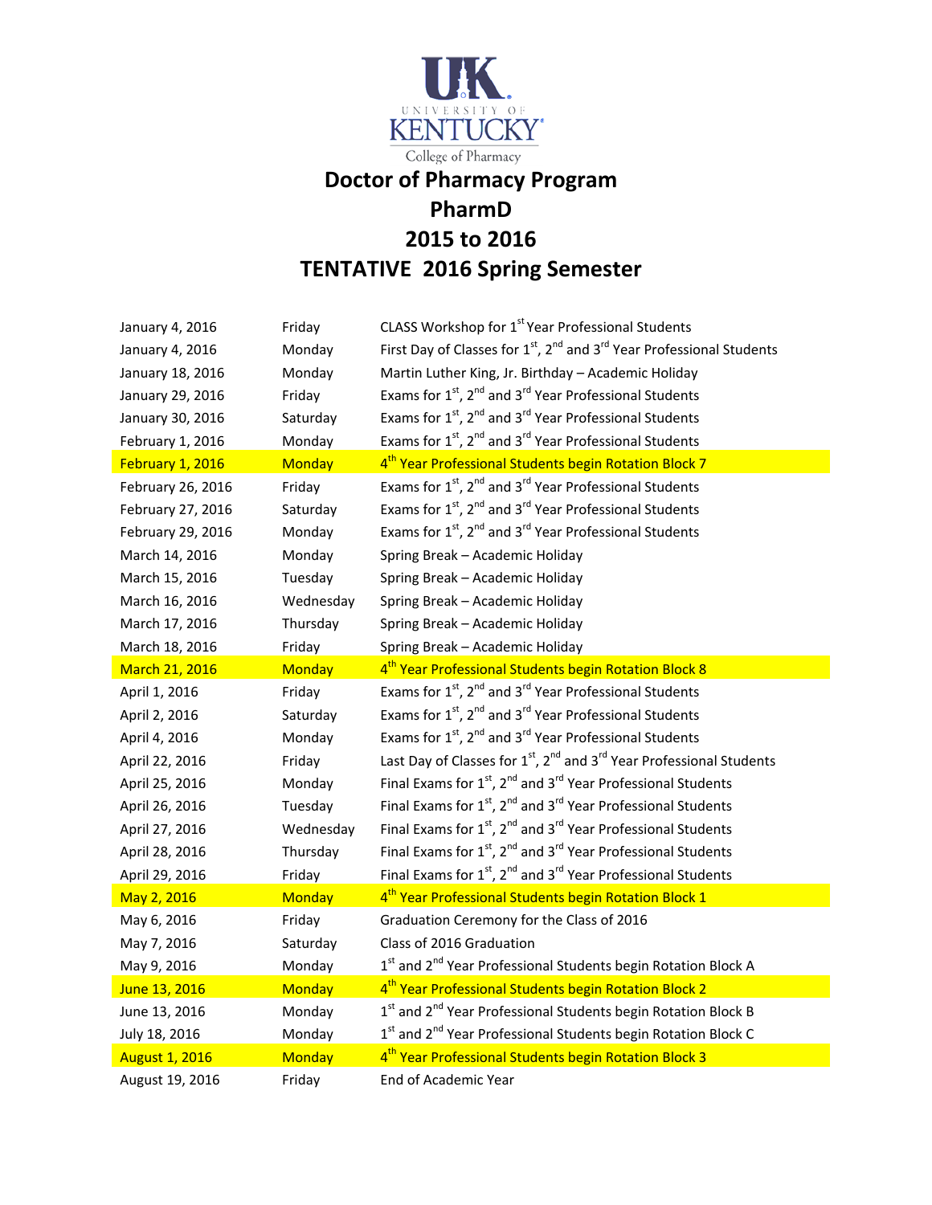UK UNIVERSITY OF KENTUCKY College of Pharmacy

# Doctor of Pharmacy Program
# PharmD
# 2015 to 2016
# TENTATIVE 2016 Spring Semester

| | | |
|---|---|---|
| January 4, 2016 | Friday | CLASS Workshop for 1st Year Professional Students |
| January 4, 2016 | Monday | First Day of Classes for 1st, 2nd and 3rd Year Professional Students |
| January 18, 2016 | Monday | Martin Luther King, Jr. Birthday – Academic Holiday |
| January 29, 2016 | Friday | Exams for 1st, 2nd and 3rd Year Professional Students |
| January 30, 2016 | Saturday | Exams for 1st, 2nd and 3rd Year Professional Students |
| February 1, 2016 | Monday | Exams for 1st, 2nd and 3rd Year Professional Students |
| February 1, 2016 | Monday | 4th Year Professional Students begin Rotation Block 7 |
| February 26, 2016 | Friday | Exams for 1st, 2nd and 3rd Year Professional Students |
| February 27, 2016 | Saturday | Exams for 1st, 2nd and 3rd Year Professional Students |
| February 29, 2016 | Monday | Exams for 1st, 2nd and 3rd Year Professional Students |
| March 14, 2016 | Monday | Spring Break – Academic Holiday |
| March 15, 2016 | Tuesday | Spring Break – Academic Holiday |
| March 16, 2016 | Wednesday | Spring Break – Academic Holiday |
| March 17, 2016 | Thursday | Spring Break – Academic Holiday |
| March 18, 2016 | Friday | Spring Break – Academic Holiday |
| March 21, 2016 | Monday | 4th Year Professional Students begin Rotation Block 8 |
| April 1, 2016 | Friday | Exams for 1st, 2nd and 3rd Year Professional Students |
| April 2, 2016 | Saturday | Exams for 1st, 2nd and 3rd Year Professional Students |
| April 4, 2016 | Monday | Exams for 1st, 2nd and 3rd Year Professional Students |
| April 22, 2016 | Friday | Last Day of Classes for 1st, 2nd and 3rd Year Professional Students |
| April 25, 2016 | Monday | Final Exams for 1st, 2nd and 3rd Year Professional Students |
| April 26, 2016 | Tuesday | Final Exams for 1st, 2nd and 3rd Year Professional Students |
| April 27, 2016 | Wednesday | Final Exams for 1st, 2nd and 3rd Year Professional Students |
| April 28, 2016 | Thursday | Final Exams for 1st, 2nd and 3rd Year Professional Students |
| April 29, 2016 | Friday | Final Exams for 1st, 2nd and 3rd Year Professional Students |
| May 2, 2016 | Monday | 4th Year Professional Students begin Rotation Block 1 |
| May 6, 2016 | Friday | Graduation Ceremony for the Class of 2016 |
| May 7, 2016 | Saturday | Class of 2016 Graduation |
| May 9, 2016 | Monday | 1st and 2nd Year Professional Students begin Rotation Block A |
| June 13, 2016 | Monday | 4th Year Professional Students begin Rotation Block 2 |
| June 13, 2016 | Monday | 1st and 2nd Year Professional Students begin Rotation Block B |
| July 18, 2016 | Monday | 1st and 2nd Year Professional Students begin Rotation Block C |
| August 1, 2016 | Monday | 4th Year Professional Students begin Rotation Block 3 |
| August 19, 2016 | Friday | End of Academic Year |